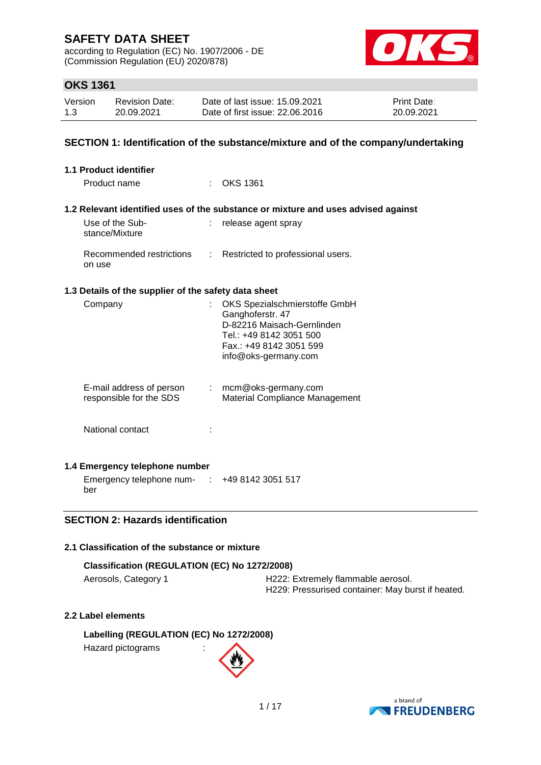# SAFETY DATA SHEET

according to Regulation (EC) No. 1907/2006 - DE
(Commission Regulation (EU) 2020/878)

## OKS 1361

| Version | Revision Date: | Date of last issue: 15.09.2021 | Print Date: |
| --- | --- | --- | --- |
| 1.3 | 20.09.2021 | Date of first issue: 22.06.2016 | 20.09.2021 |

## SECTION 1: Identification of the substance/mixture and of the company/undertaking

### 1.1 Product identifier

Product name : OKS 1361

### 1.2 Relevant identified uses of the substance or mixture and uses advised against

Use of the Substance/Mixture : release agent spray

Recommended restrictions on use : Restricted to professional users.

### 1.3 Details of the supplier of the safety data sheet

Company : OKS Spezialschmierstoffe GmbH
Ganghoferstr. 47
D-82216 Maisach-Gernlinden
Tel.: +49 8142 3051 500
Fax.: +49 8142 3051 599
info@oks-germany.com

E-mail address of person responsible for the SDS : mcm@oks-germany.com
Material Compliance Management

National contact :

### 1.4 Emergency telephone number

Emergency telephone number : +49 8142 3051 517

## SECTION 2: Hazards identification

### 2.1 Classification of the substance or mixture

**Classification (REGULATION (EC) No 1272/2008)**

| | |
| --- | --- |
| Aerosols, Category 1 | H222: Extremely flammable aerosol.<br>H229: Pressurised container: May burst if heated. |

### 2.2 Label elements

**Labelling (REGULATION (EC) No 1272/2008)**

Hazard pictograms :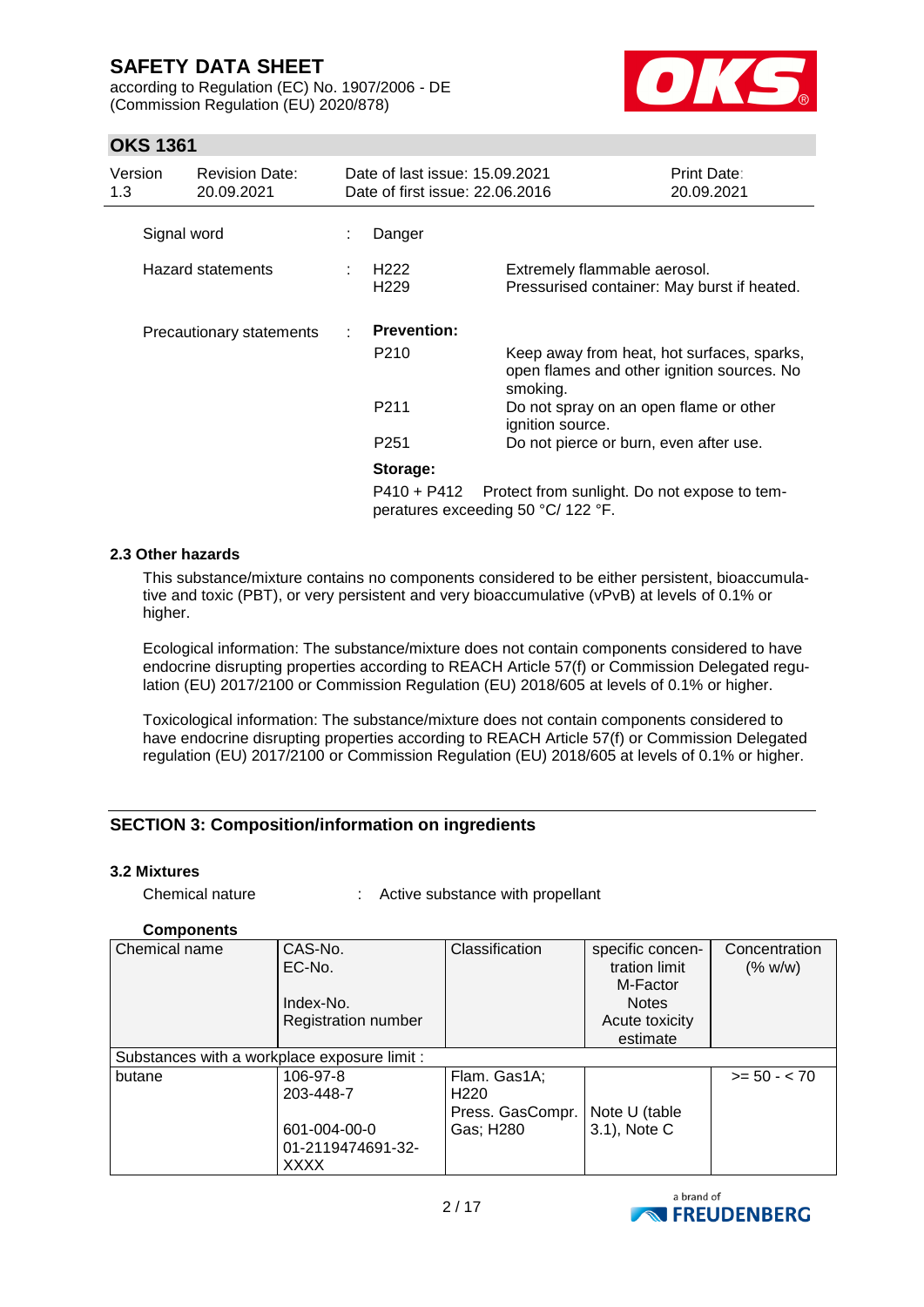| | | |
|---|---|---|
| Signal word | : | Danger |
| Hazard statements | : | H222 Extremely flammable aerosol.<br>H229 Pressurised container: May burst if heated. |
| Precautionary statements | : | **Prevention:**<br>P210 Keep away from heat, hot surfaces, sparks, open flames and other ignition sources. No smoking.<br>P211 Do not spray on an open flame or other ignition source.<br>P251 Do not pierce or burn, even after use.<br>**Storage:**<br>P410 + P412 Protect from sunlight. Do not expose to temperatures exceeding 50 °C/ 122 °F. |

### 2.3 Other hazards

This substance/mixture contains no components considered to be either persistent, bioaccumulative and toxic (PBT), or very persistent and very bioaccumulative (vPvB) at levels of 0.1% or higher.

Ecological information: The substance/mixture does not contain components considered to have endocrine disrupting properties according to REACH Article 57(f) or Commission Delegated regulation (EU) 2017/2100 or Commission Regulation (EU) 2018/605 at levels of 0.1% or higher.

Toxicological information: The substance/mixture does not contain components considered to have endocrine disrupting properties according to REACH Article 57(f) or Commission Delegated regulation (EU) 2017/2100 or Commission Regulation (EU) 2018/605 at levels of 0.1% or higher.

## SECTION 3: Composition/information on ingredients

### 3.2 Mixtures

Chemical nature : Active substance with propellant

**Components**

| Chemical name | CAS-No.<br>EC-No.<br><br>Index-No.<br>Registration number | Classification | specific concentration limit<br>M-Factor<br>Notes<br>Acute toxicity estimate | Concentration (% w/w) |
|---|---|---|---|---|
| Substances with a workplace exposure limit : | | | | |
| butane | 106-97-8<br>203-448-7<br><br>601-004-00-0<br>01-2119474691-32-XXXX | Flam. Gas1A; H220<br>Press. GasCompr. Gas; H280 | Note U (table 3.1), Note C | >= 50 - < 70 |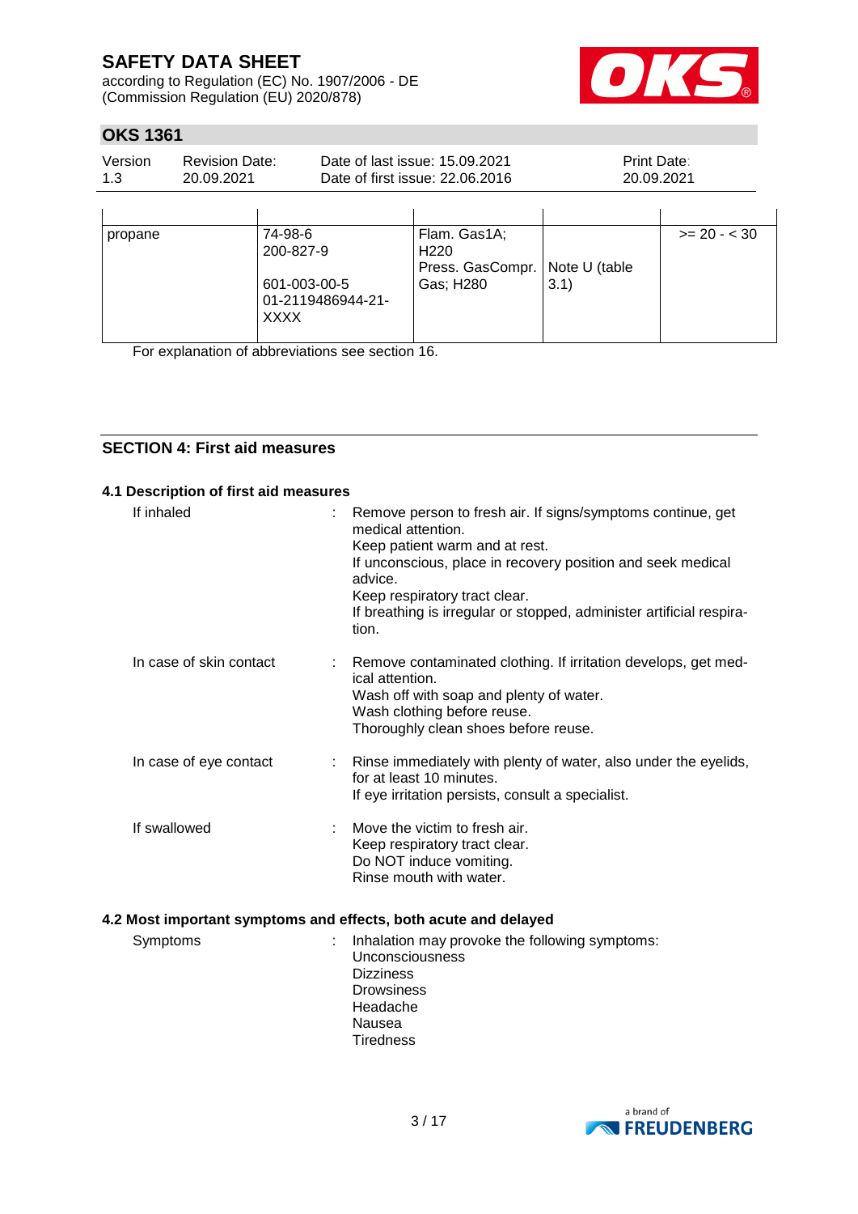| | | | | |
|---|---|---|---|---|
| propane | 74-98-6<br>200-827-9<br><br>601-003-00-5<br>01-2119486944-21-XXXX | Flam. Gas1A; H220<br>Press. GasCompr. Gas; H280 | Note U (table 3.1) | >= 20 - < 30 |

For explanation of abbreviations see section 16.

## SECTION 4: First aid measures

### 4.1 Description of first aid measures

If inhaled : Remove person to fresh air. If signs/symptoms continue, get medical attention.
Keep patient warm and at rest.
If unconscious, place in recovery position and seek medical advice.
Keep respiratory tract clear.
If breathing is irregular or stopped, administer artificial respiration.

In case of skin contact : Remove contaminated clothing. If irritation develops, get medical attention.
Wash off with soap and plenty of water.
Wash clothing before reuse.
Thoroughly clean shoes before reuse.

In case of eye contact : Rinse immediately with plenty of water, also under the eyelids, for at least 10 minutes.
If eye irritation persists, consult a specialist.

If swallowed : Move the victim to fresh air.
Keep respiratory tract clear.
Do NOT induce vomiting.
Rinse mouth with water.

### 4.2 Most important symptoms and effects, both acute and delayed

Symptoms : Inhalation may provoke the following symptoms:
Unconsciousness
Dizziness
Drowsiness
Headache
Nausea
Tiredness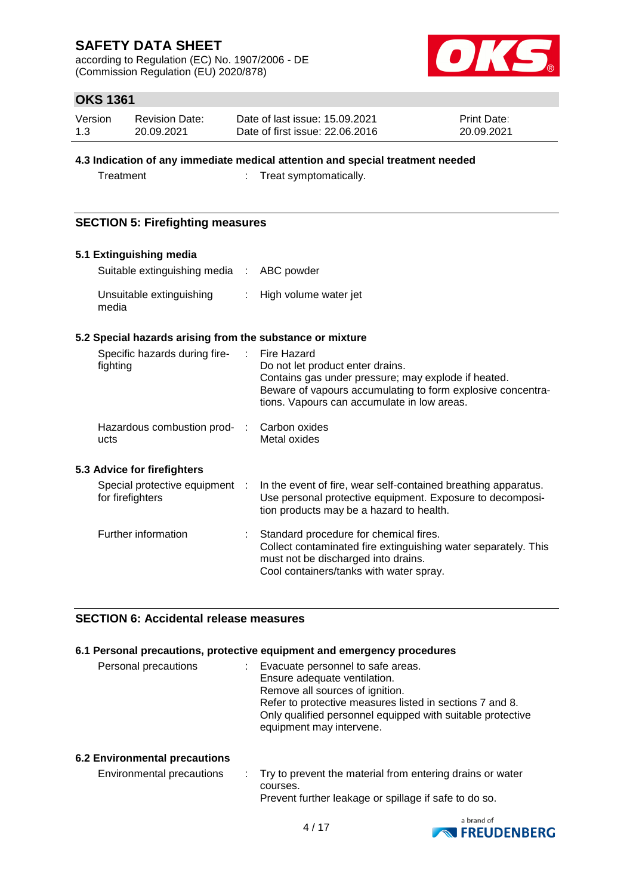### 4.3 Indication of any immediate medical attention and special treatment needed

| | |
|---|---|
| Treatment | Treat symptomatically. |

## SECTION 5: Firefighting measures

### 5.1 Extinguishing media

| | |
|---|---|
| Suitable extinguishing media | ABC powder |
| Unsuitable extinguishing media | High volume water jet |

### 5.2 Special hazards arising from the substance or mixture

| | |
|---|---|
| Specific hazards during fire-fighting | Fire Hazard<br>Do not let product enter drains.<br>Contains gas under pressure; may explode if heated.<br>Beware of vapours accumulating to form explosive concentrations. Vapours can accumulate in low areas. |
| Hazardous combustion products | Carbon oxides<br>Metal oxides |

### 5.3 Advice for firefighters

| | |
|---|---|
| Special protective equipment for firefighters | In the event of fire, wear self-contained breathing apparatus. Use personal protective equipment. Exposure to decomposition products may be a hazard to health. |
| Further information | Standard procedure for chemical fires.<br>Collect contaminated fire extinguishing water separately. This must not be discharged into drains.<br>Cool containers/tanks with water spray. |

## SECTION 6: Accidental release measures

### 6.1 Personal precautions, protective equipment and emergency procedures

| | |
|---|---|
| Personal precautions | Evacuate personnel to safe areas.<br>Ensure adequate ventilation.<br>Remove all sources of ignition.<br>Refer to protective measures listed in sections 7 and 8.<br>Only qualified personnel equipped with suitable protective equipment may intervene. |

### 6.2 Environmental precautions

| | |
|---|---|
| Environmental precautions | Try to prevent the material from entering drains or water courses.<br>Prevent further leakage or spillage if safe to do so. |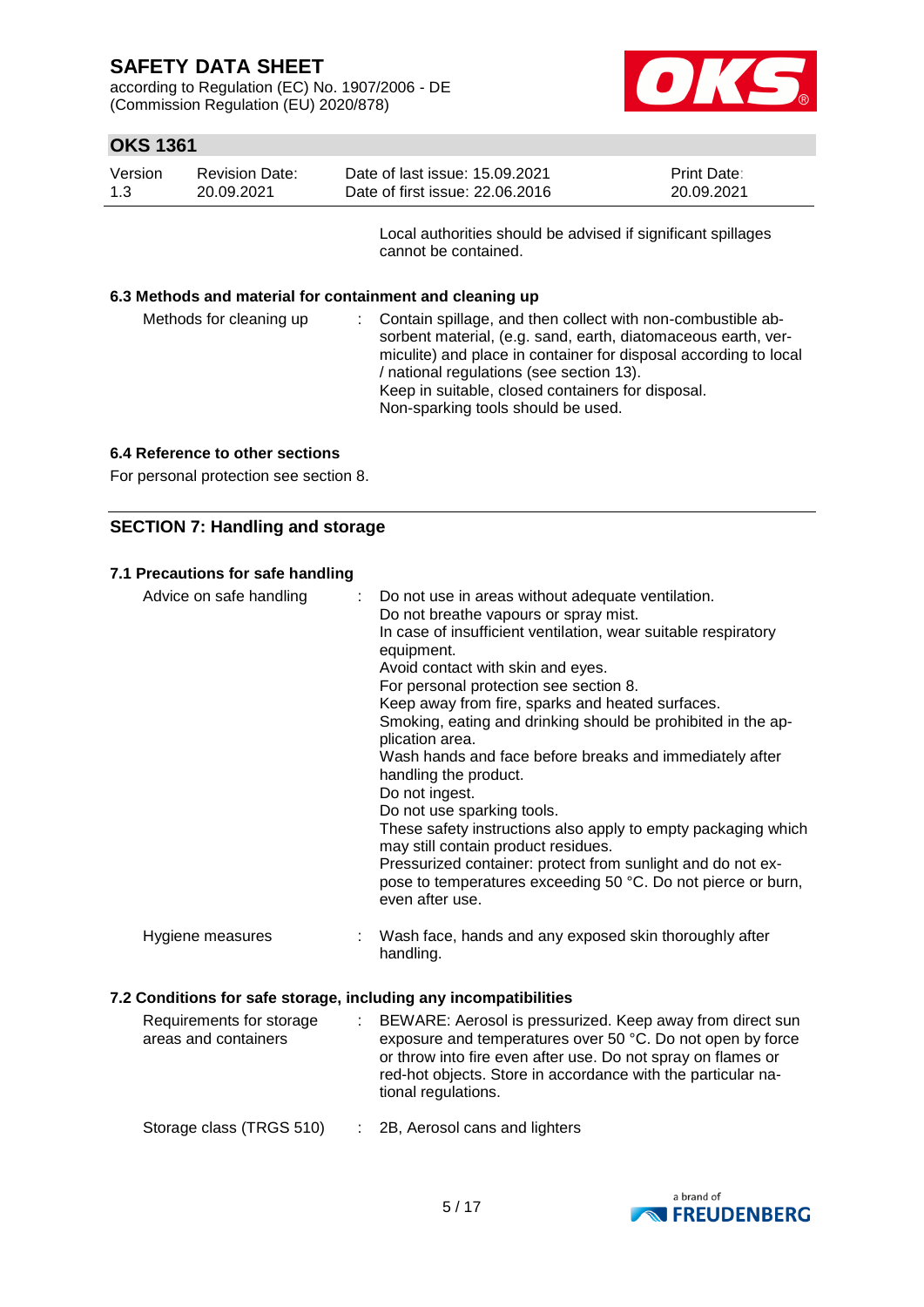Local authorities should be advised if significant spillages cannot be contained.

### 6.3 Methods and material for containment and cleaning up

| | |
|---|---|
| Methods for cleaning up | : Contain spillage, and then collect with non-combustible absorbent material, (e.g. sand, earth, diatomaceous earth, vermiculite) and place in container for disposal according to local / national regulations (see section 13). Keep in suitable, closed containers for disposal. Non-sparking tools should be used. |

### 6.4 Reference to other sections

For personal protection see section 8.

## SECTION 7: Handling and storage

### 7.1 Precautions for safe handling

| | |
|---|---|
| Advice on safe handling | : Do not use in areas without adequate ventilation. Do not breathe vapours or spray mist. In case of insufficient ventilation, wear suitable respiratory equipment. Avoid contact with skin and eyes. For personal protection see section 8. Keep away from fire, sparks and heated surfaces. Smoking, eating and drinking should be prohibited in the application area. Wash hands and face before breaks and immediately after handling the product. Do not ingest. Do not use sparking tools. These safety instructions also apply to empty packaging which may still contain product residues. Pressurized container: protect from sunlight and do not expose to temperatures exceeding 50 °C. Do not pierce or burn, even after use. |
| Hygiene measures | : Wash face, hands and any exposed skin thoroughly after handling. |

### 7.2 Conditions for safe storage, including any incompatibilities

| | |
|---|---|
| Requirements for storage areas and containers | : BEWARE: Aerosol is pressurized. Keep away from direct sun exposure and temperatures over 50 °C. Do not open by force or throw into fire even after use. Do not spray on flames or red-hot objects. Store in accordance with the particular national regulations. |
| Storage class (TRGS 510) | : 2B, Aerosol cans and lighters |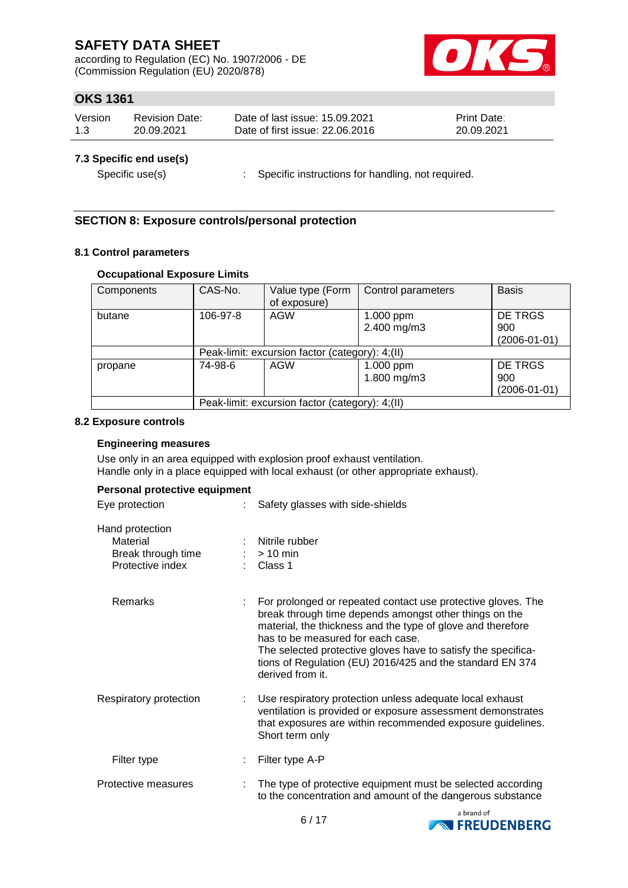### 7.3 Specific end use(s)

Specific use(s) : Specific instructions for handling, not required.

## SECTION 8: Exposure controls/personal protection

### 8.1 Control parameters

**Occupational Exposure Limits**

| Components | CAS-No. | Value type (Form of exposure) | Control parameters | Basis |
|---|---|---|---|---|
| butane | 106-97-8 | AGW | 1.000 ppm<br>2.400 mg/m3 | DE TRGS 900 (2006-01-01) |
| | Peak-limit: excursion factor (category): 4;(II) | | | |
| propane | 74-98-6 | AGW | 1.000 ppm<br>1.800 mg/m3 | DE TRGS 900 (2006-01-01) |
| | Peak-limit: excursion factor (category): 4;(II) | | | |

### 8.2 Exposure controls

**Engineering measures**

Use only in an area equipped with explosion proof exhaust ventilation.
Handle only in a place equipped with local exhaust (or other appropriate exhaust).

**Personal protective equipment**

Eye protection : Safety glasses with side-shields

Hand protection
- Material : Nitrile rubber
- Break through time : > 10 min
- Protective index : Class 1

Remarks : For prolonged or repeated contact use protective gloves. The break through time depends amongst other things on the material, the thickness and the type of glove and therefore has to be measured for each case. The selected protective gloves have to satisfy the specifications of Regulation (EU) 2016/425 and the standard EN 374 derived from it.

Respiratory protection : Use respiratory protection unless adequate local exhaust ventilation is provided or exposure assessment demonstrates that exposures are within recommended exposure guidelines. Short term only

Filter type : Filter type A-P

Protective measures : The type of protective equipment must be selected according to the concentration and amount of the dangerous substance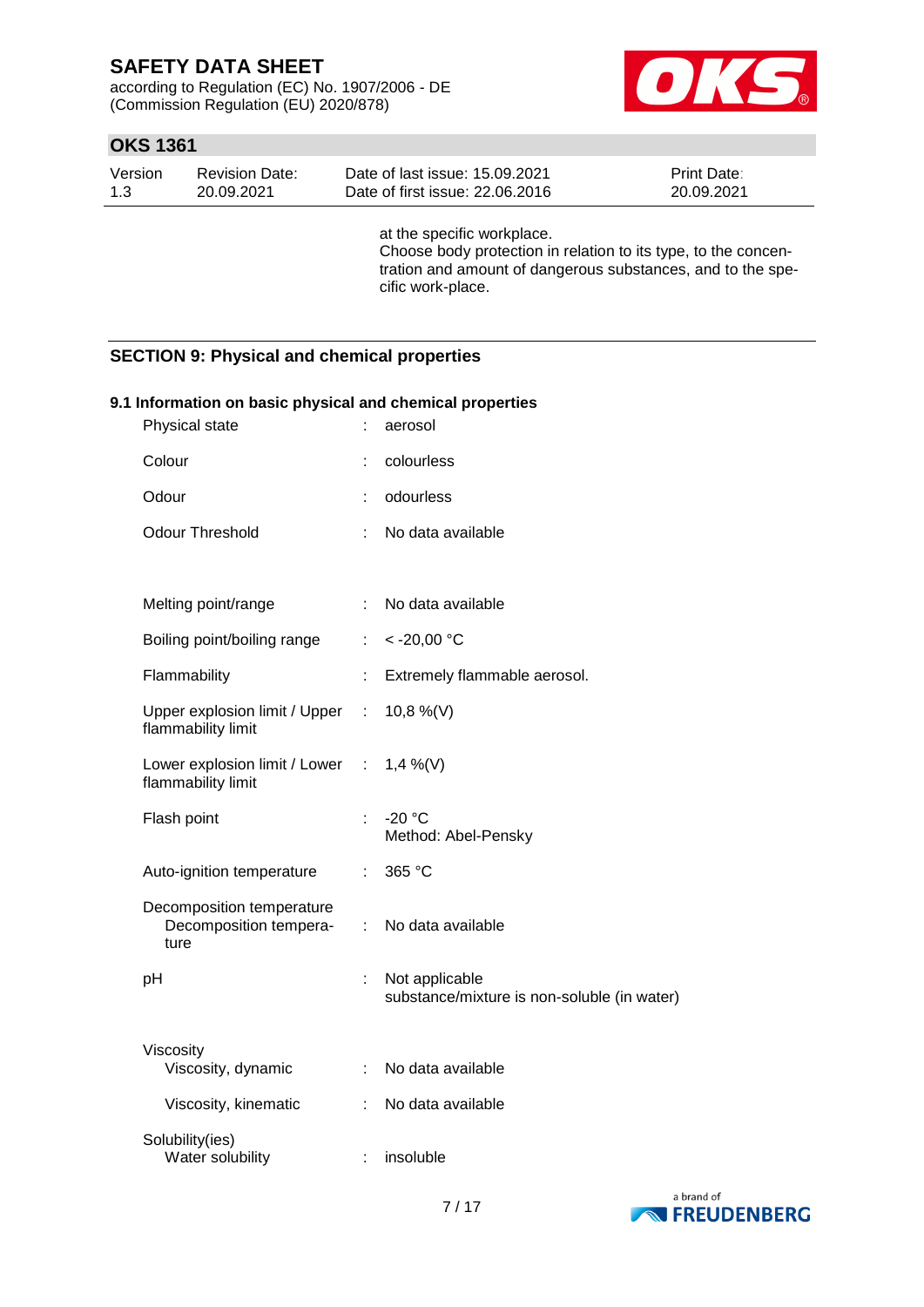at the specific workplace.
Choose body protection in relation to its type, to the concentration and amount of dangerous substances, and to the specific work-place.

## SECTION 9: Physical and chemical properties

### 9.1 Information on basic physical and chemical properties

| Property | | Value |
|---|---|---|
| Physical state | : | aerosol |
| Colour | : | colourless |
| Odour | : | odourless |
| Odour Threshold | : | No data available |
| Melting point/range | : | No data available |
| Boiling point/boiling range | : | < -20,00 °C |
| Flammability | : | Extremely flammable aerosol. |
| Upper explosion limit / Upper flammability limit | : | 10,8 %(V) |
| Lower explosion limit / Lower flammability limit | : | 1,4 %(V) |
| Flash point | : | -20 °C<br>Method: Abel-Pensky |
| Auto-ignition temperature | : | 365 °C |
| Decomposition temperature<br>Decomposition temperature | : | No data available |
| pH | : | Not applicable<br>substance/mixture is non-soluble (in water) |
| Viscosity<br>Viscosity, dynamic | : | No data available |
| Viscosity, kinematic | : | No data available |
| Solubility(ies)<br>Water solubility | : | insoluble |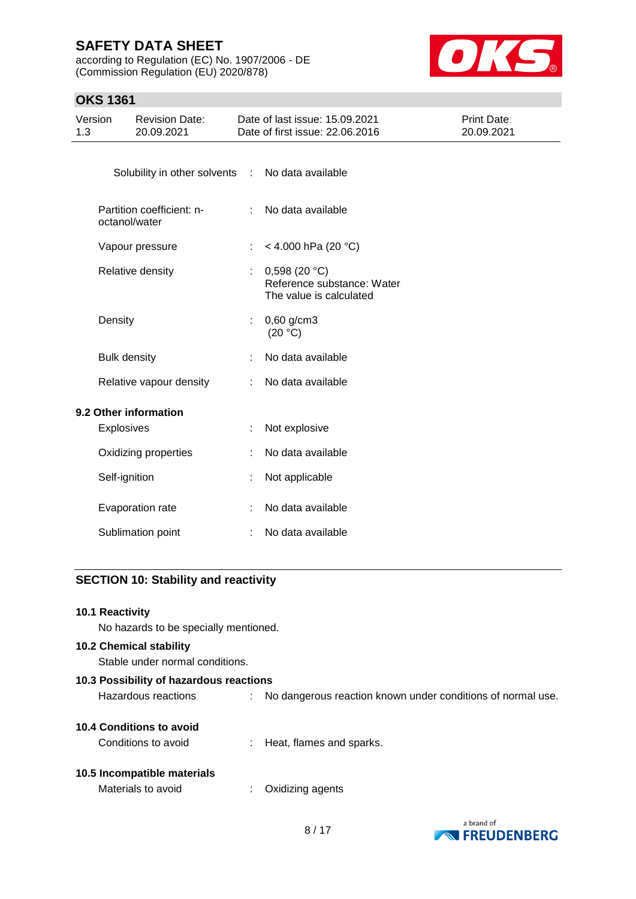| | | |
|---|---|---|
| Solubility in other solvents | : | No data available |
| Partition coefficient: n-octanol/water | : | No data available |
| Vapour pressure | : | < 4.000 hPa (20 °C) |
| Relative density | : | 0,598 (20 °C)<br>Reference substance: Water<br>The value is calculated |
| Density | : | 0,60 g/cm3<br>(20 °C) |
| Bulk density | : | No data available |
| Relative vapour density | : | No data available |

**9.2 Other information**

| | | |
|---|---|---|
| Explosives | : | Not explosive |
| Oxidizing properties | : | No data available |
| Self-ignition | : | Not applicable |
| Evaporation rate | : | No data available |
| Sublimation point | : | No data available |

## SECTION 10: Stability and reactivity

**10.1 Reactivity**

No hazards to be specially mentioned.

**10.2 Chemical stability**

Stable under normal conditions.

**10.3 Possibility of hazardous reactions**

Hazardous reactions : No dangerous reaction known under conditions of normal use.

**10.4 Conditions to avoid**

Conditions to avoid : Heat, flames and sparks.

**10.5 Incompatible materials**

Materials to avoid : Oxidizing agents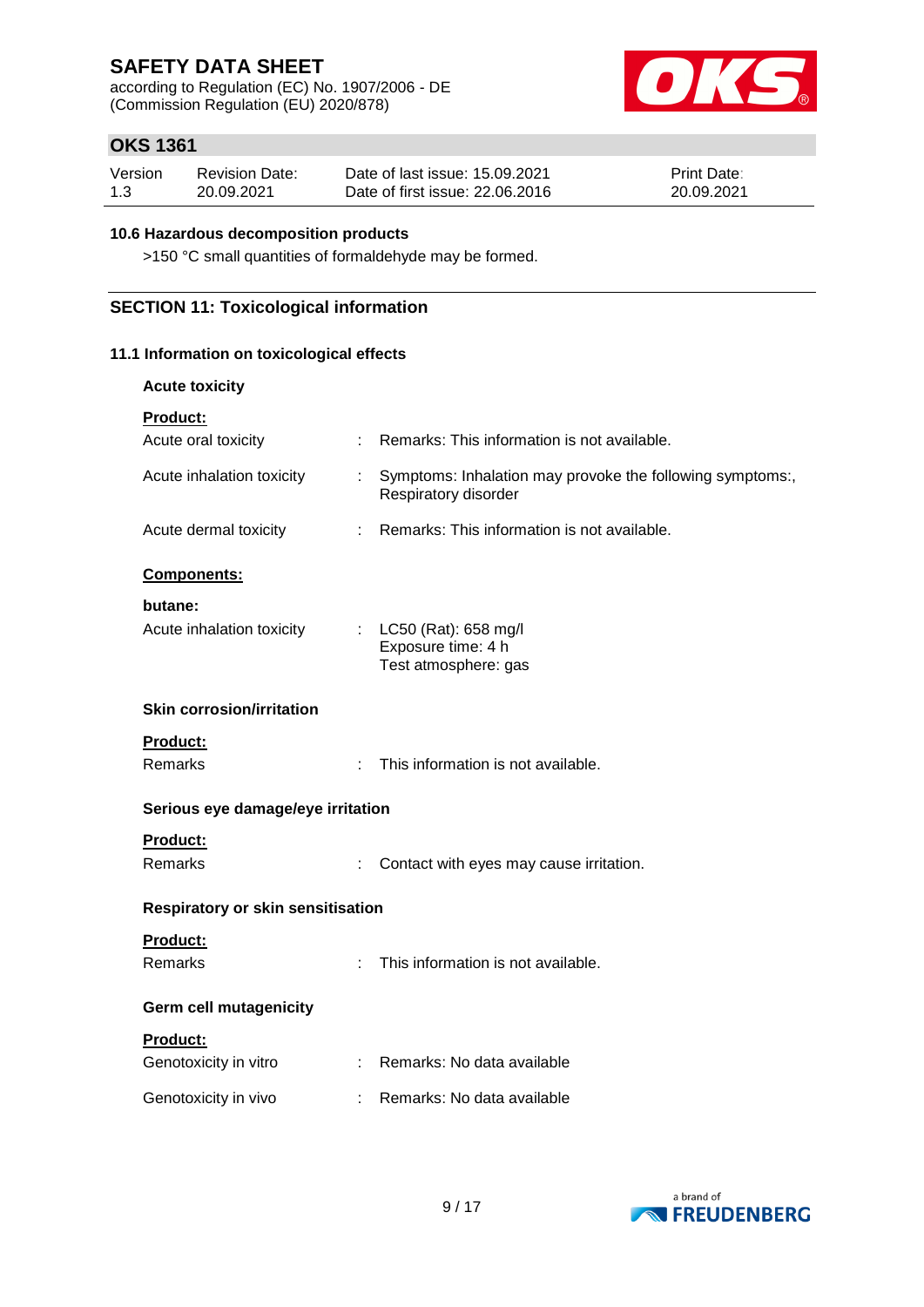### 10.6 Hazardous decomposition products

>150 °C small quantities of formaldehyde may be formed.

## SECTION 11: Toxicological information

### 11.1 Information on toxicological effects

**Acute toxicity**

**Product:**

| | | |
|---|---|---|
| Acute oral toxicity | : | Remarks: This information is not available. |
| Acute inhalation toxicity | : | Symptoms: Inhalation may provoke the following symptoms:, Respiratory disorder |
| Acute dermal toxicity | : | Remarks: This information is not available. |

**Components:**

**butane:**

| | | |
|---|---|---|
| Acute inhalation toxicity | : | LC50 (Rat): 658 mg/l<br>Exposure time: 4 h<br>Test atmosphere: gas |

**Skin corrosion/irritation**

**Product:**

| | | |
|---|---|---|
| Remarks | : | This information is not available. |

**Serious eye damage/eye irritation**

**Product:**

| | | |
|---|---|---|
| Remarks | : | Contact with eyes may cause irritation. |

**Respiratory or skin sensitisation**

**Product:**

| | | |
|---|---|---|
| Remarks | : | This information is not available. |

**Germ cell mutagenicity**

**Product:**

| | | |
|---|---|---|
| Genotoxicity in vitro | : | Remarks: No data available |
| Genotoxicity in vivo | : | Remarks: No data available |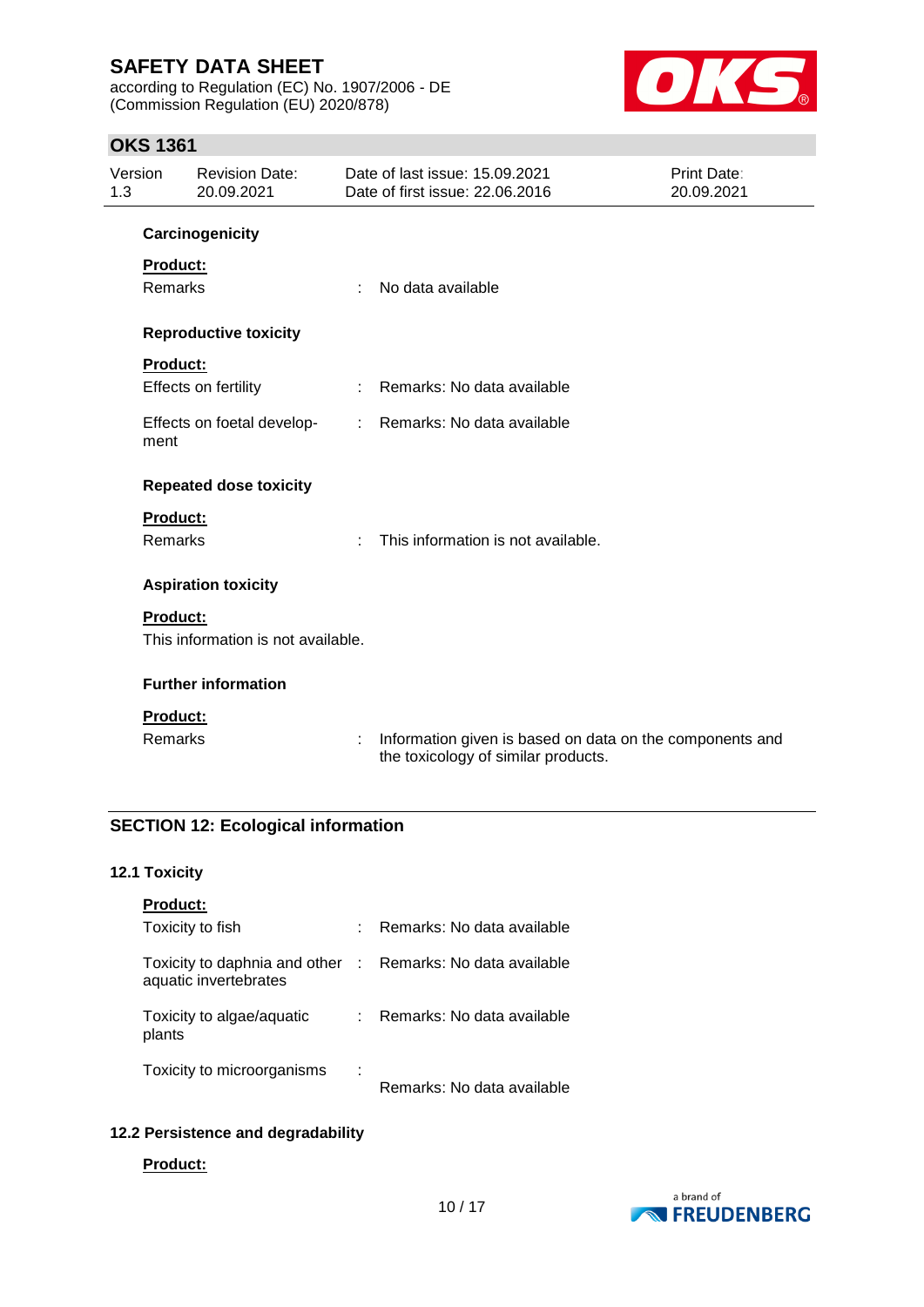### Carcinogenicity

**Product:**

Remarks : No data available

### Reproductive toxicity

**Product:**

Effects on fertility : Remarks: No data available

Effects on foetal development : Remarks: No data available

### Repeated dose toxicity

**Product:**

Remarks : This information is not available.

### Aspiration toxicity

**Product:**

This information is not available.

### Further information

**Product:**

Remarks : Information given is based on data on the components and the toxicology of similar products.

## SECTION 12: Ecological information

### 12.1 Toxicity

**Product:**

Toxicity to fish : Remarks: No data available

Toxicity to daphnia and other aquatic invertebrates : Remarks: No data available

Toxicity to algae/aquatic plants : Remarks: No data available

Toxicity to microorganisms : Remarks: No data available

### 12.2 Persistence and degradability

**Product:**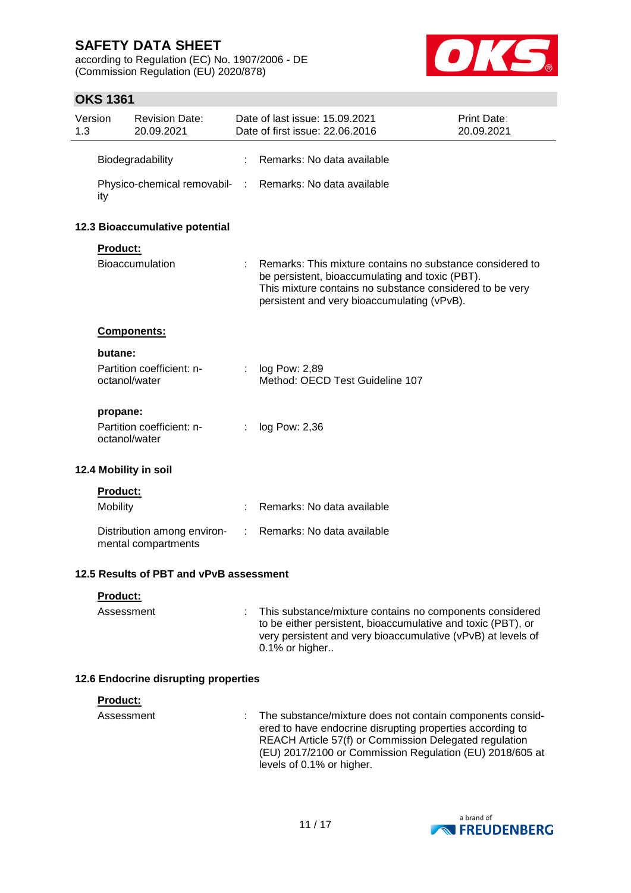| | | |
|---|---|---|
| Biodegradability | : | Remarks: No data available |
| Physico-chemical removability | : | Remarks: No data available |

## 12.3 Bioaccumulative potential

**Product:**

| | | |
|---|---|---|
| Bioaccumulation | : | Remarks: This mixture contains no substance considered to be persistent, bioaccumulating and toxic (PBT). This mixture contains no substance considered to be very persistent and very bioaccumulating (vPvB). |

**Components:**

**butane:**

| | | |
|---|---|---|
| Partition coefficient: n-octanol/water | : | log Pow: 2,89<br>Method: OECD Test Guideline 107 |

**propane:**

| | | |
|---|---|---|
| Partition coefficient: n-octanol/water | : | log Pow: 2,36 |

## 12.4 Mobility in soil

**Product:**

| | | |
|---|---|---|
| Mobility | : | Remarks: No data available |
| Distribution among environmental compartments | : | Remarks: No data available |

## 12.5 Results of PBT and vPvB assessment

**Product:**

| | | |
|---|---|---|
| Assessment | : | This substance/mixture contains no components considered to be either persistent, bioaccumulative and toxic (PBT), or very persistent and very bioaccumulative (vPvB) at levels of 0.1% or higher.. |

## 12.6 Endocrine disrupting properties

**Product:**

| | | |
|---|---|---|
| Assessment | : | The substance/mixture does not contain components considered to have endocrine disrupting properties according to REACH Article 57(f) or Commission Delegated regulation (EU) 2017/2100 or Commission Regulation (EU) 2018/605 at levels of 0.1% or higher. |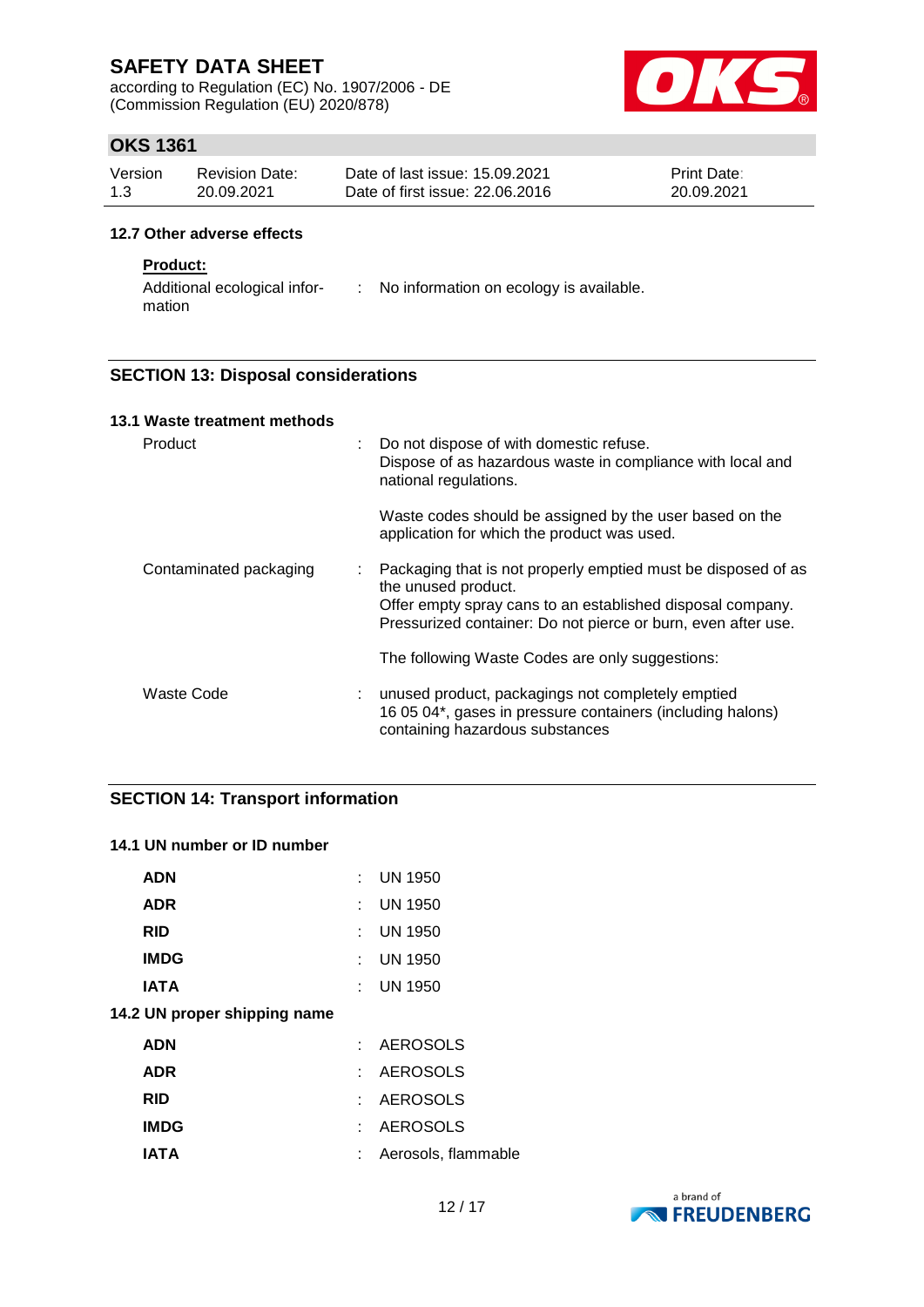#### 12.7 Other adverse effects

**Product:**

| | | |
|---|---|---|
| Additional ecological information | : | No information on ecology is available. |

## SECTION 13: Disposal considerations

#### 13.1 Waste treatment methods

| | | |
|---|---|---|
| Product | : | Do not dispose of with domestic refuse.<br>Dispose of as hazardous waste in compliance with local and national regulations.<br><br>Waste codes should be assigned by the user based on the application for which the product was used. |
| Contaminated packaging | : | Packaging that is not properly emptied must be disposed of as the unused product.<br>Offer empty spray cans to an established disposal company.<br>Pressurized container: Do not pierce or burn, even after use.<br><br>The following Waste Codes are only suggestions: |
| Waste Code | : | unused product, packagings not completely emptied<br>16 05 04*, gases in pressure containers (including halons) containing hazardous substances |

## SECTION 14: Transport information

#### 14.1 UN number or ID number

| | | |
|---|---|---|
| **ADN** | : | UN 1950 |
| **ADR** | : | UN 1950 |
| **RID** | : | UN 1950 |
| **IMDG** | : | UN 1950 |
| **IATA** | : | UN 1950 |

#### 14.2 UN proper shipping name

| | | |
|---|---|---|
| **ADN** | : | AEROSOLS |
| **ADR** | : | AEROSOLS |
| **RID** | : | AEROSOLS |
| **IMDG** | : | AEROSOLS |
| **IATA** | : | Aerosols, flammable |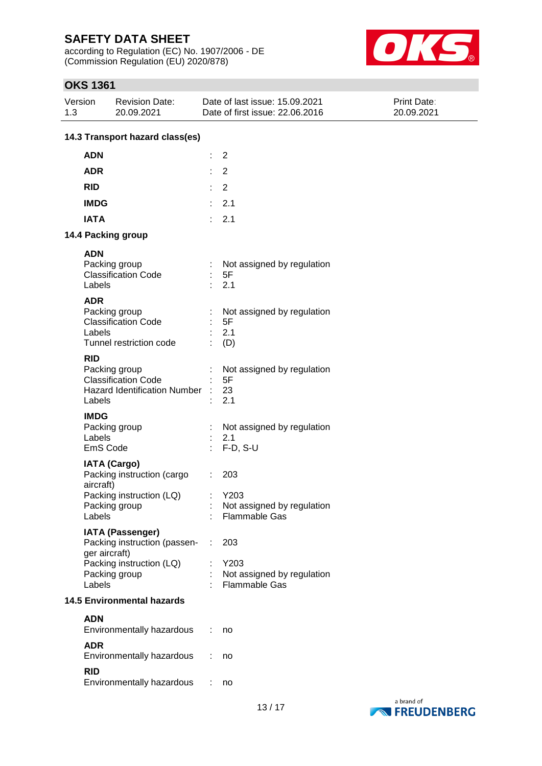### 14.3 Transport hazard class(es)

| | | |
|---|---|---|
| **ADN** | : | 2 |
| **ADR** | : | 2 |
| **RID** | : | 2 |
| **IMDG** | : | 2.1 |
| **IATA** | : | 2.1 |

### 14.4 Packing group

**ADN**

| | | |
|---|---|---|
| Packing group | : | Not assigned by regulation |
| Classification Code | : | 5F |
| Labels | : | 2.1 |

**ADR**

| | | |
|---|---|---|
| Packing group | : | Not assigned by regulation |
| Classification Code | : | 5F |
| Labels | : | 2.1 |
| Tunnel restriction code | : | (D) |

**RID**

| | | |
|---|---|---|
| Packing group | : | Not assigned by regulation |
| Classification Code | : | 5F |
| Hazard Identification Number | : | 23 |
| Labels | : | 2.1 |

**IMDG**

| | | |
|---|---|---|
| Packing group | : | Not assigned by regulation |
| Labels | : | 2.1 |
| EmS Code | : | F-D, S-U |

**IATA (Cargo)**

| | | |
|---|---|---|
| Packing instruction (cargo aircraft) | : | 203 |
| Packing instruction (LQ) | : | Y203 |
| Packing group | : | Not assigned by regulation |
| Labels | : | Flammable Gas |

**IATA (Passenger)**

| | | |
|---|---|---|
| Packing instruction (passenger aircraft) | : | 203 |
| Packing instruction (LQ) | : | Y203 |
| Packing group | : | Not assigned by regulation |
| Labels | : | Flammable Gas |

### 14.5 Environmental hazards

**ADN**

| | | |
|---|---|---|
| Environmentally hazardous | : | no |

**ADR**

| | | |
|---|---|---|
| Environmentally hazardous | : | no |

**RID**

| | | |
|---|---|---|
| Environmentally hazardous | : | no |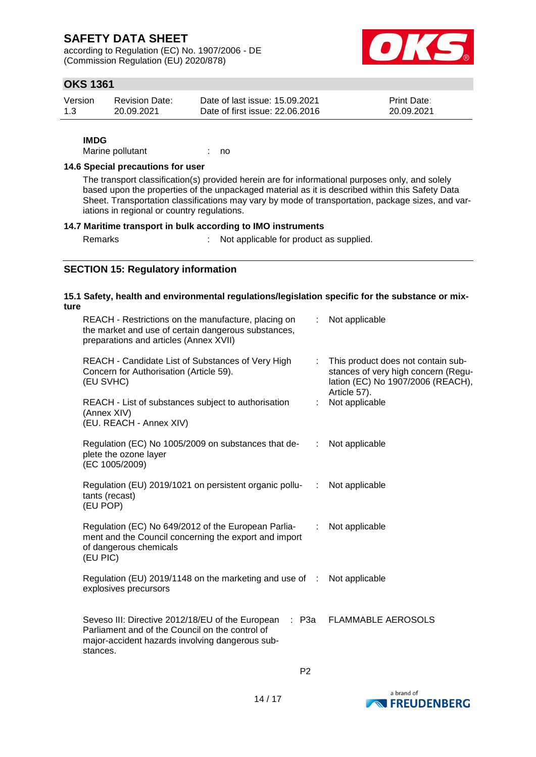**IMDG**

Marine pollutant : no

### 14.6 Special precautions for user

The transport classification(s) provided herein are for informational purposes only, and solely based upon the properties of the unpackaged material as it is described within this Safety Data Sheet. Transportation classifications may vary by mode of transportation, package sizes, and variations in regional or country regulations.

### 14.7 Maritime transport in bulk according to IMO instruments

Remarks : Not applicable for product as supplied.

## SECTION 15: Regulatory information

### 15.1 Safety, health and environmental regulations/legislation specific for the substance or mixture

| | | |
|---|---|---|
| REACH - Restrictions on the manufacture, placing on the market and use of certain dangerous substances, preparations and articles (Annex XVII) | : | Not applicable |
| REACH - Candidate List of Substances of Very High Concern for Authorisation (Article 59). (EU SVHC) | : | This product does not contain substances of very high concern (Regulation (EC) No 1907/2006 (REACH), Article 57). |
| REACH - List of substances subject to authorisation (Annex XIV) (EU. REACH - Annex XIV) | : | Not applicable |
| Regulation (EC) No 1005/2009 on substances that deplete the ozone layer (EC 1005/2009) | : | Not applicable |
| Regulation (EU) 2019/1021 on persistent organic pollutants (recast) (EU POP) | : | Not applicable |
| Regulation (EC) No 649/2012 of the European Parliament and the Council concerning the export and import of dangerous chemicals (EU PIC) | : | Not applicable |
| Regulation (EU) 2019/1148 on the marketing and use of explosives precursors | : | Not applicable |
| Seveso III: Directive 2012/18/EU of the European Parliament and of the Council on the control of major-accident hazards involving dangerous substances. | : P3a | FLAMMABLE AEROSOLS |
| | P2 | |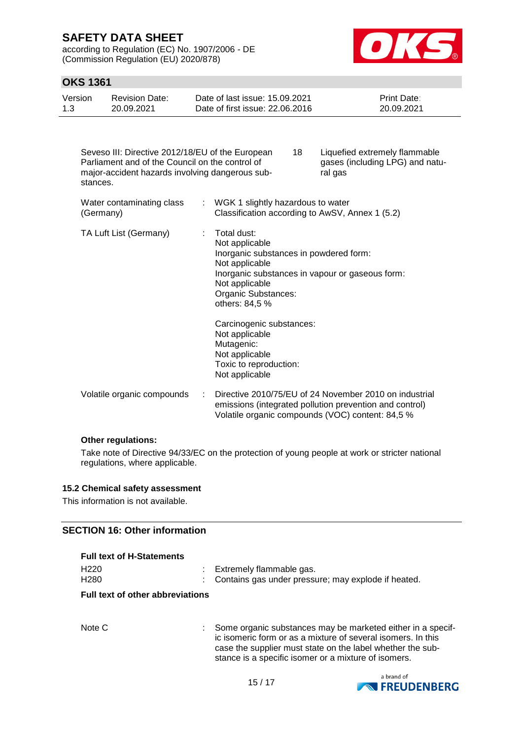| | | |
|---|---|---|
| Seveso III: Directive 2012/18/EU of the European Parliament and of the Council on the control of major-accident hazards involving dangerous substances. | 18 | Liquefied extremely flammable gases (including LPG) and natural gas |

Water contaminating class (Germany) : WGK 1 slightly hazardous to water
Classification according to AwSV, Annex 1 (5.2)

TA Luft List (Germany) : Total dust:
Not applicable
Inorganic substances in powdered form:
Not applicable
Inorganic substances in vapour or gaseous form:
Not applicable
Organic Substances:
others: 84,5 %

Carcinogenic substances:
Not applicable
Mutagenic:
Not applicable
Toxic to reproduction:
Not applicable

Volatile organic compounds : Directive 2010/75/EU of 24 November 2010 on industrial emissions (integrated pollution prevention and control)
Volatile organic compounds (VOC) content: 84,5 %

**Other regulations:**

Take note of Directive 94/33/EC on the protection of young people at work or stricter national regulations, where applicable.

### 15.2 Chemical safety assessment

This information is not available.

## SECTION 16: Other information

**Full text of H-Statements**

H220 : Extremely flammable gas.
H280 : Contains gas under pressure; may explode if heated.

**Full text of other abbreviations**

Note C : Some organic substances may be marketed either in a specific isomeric form or as a mixture of several isomers. In this case the supplier must state on the label whether the substance is a specific isomer or a mixture of isomers.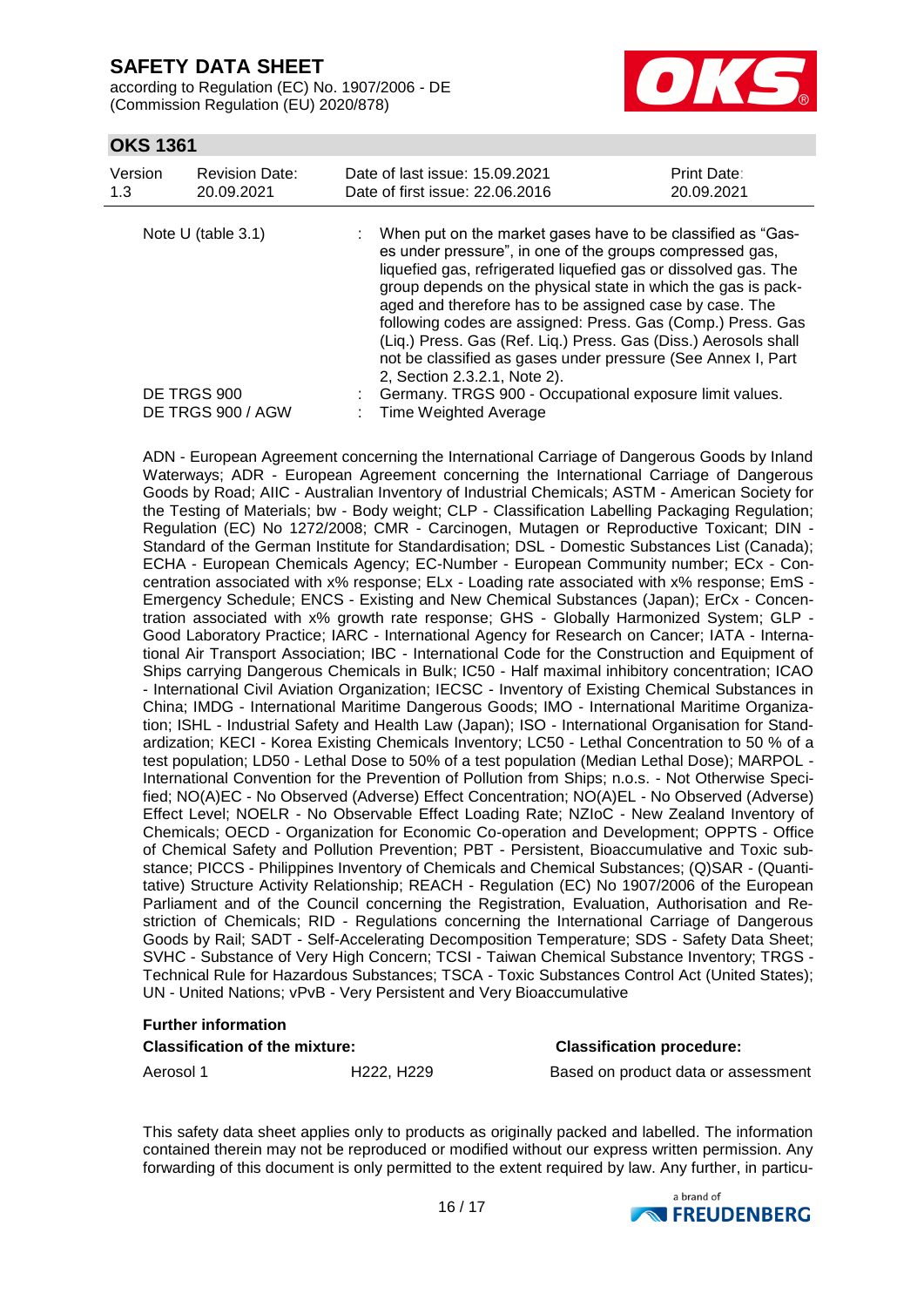| | | |
|---|---|---|
| Note U (table 3.1) | : | When put on the market gases have to be classified as "Gases under pressure", in one of the groups compressed gas, liquefied gas, refrigerated liquefied gas or dissolved gas. The group depends on the physical state in which the gas is packaged and therefore has to be assigned case by case. The following codes are assigned: Press. Gas (Comp.) Press. Gas (Liq.) Press. Gas (Ref. Liq.) Press. Gas (Diss.) Aerosols shall not be classified as gases under pressure (See Annex I, Part 2, Section 2.3.2.1, Note 2). |
| DE TRGS 900 | : | Germany. TRGS 900 - Occupational exposure limit values. |
| DE TRGS 900 / AGW | : | Time Weighted Average |

ADN - European Agreement concerning the International Carriage of Dangerous Goods by Inland Waterways; ADR - European Agreement concerning the International Carriage of Dangerous Goods by Road; AIIC - Australian Inventory of Industrial Chemicals; ASTM - American Society for the Testing of Materials; bw - Body weight; CLP - Classification Labelling Packaging Regulation; Regulation (EC) No 1272/2008; CMR - Carcinogen, Mutagen or Reproductive Toxicant; DIN - Standard of the German Institute for Standardisation; DSL - Domestic Substances List (Canada); ECHA - European Chemicals Agency; EC-Number - European Community number; ECx - Concentration associated with x% response; ELx - Loading rate associated with x% response; EmS - Emergency Schedule; ENCS - Existing and New Chemical Substances (Japan); ErCx - Concentration associated with x% growth rate response; GHS - Globally Harmonized System; GLP - Good Laboratory Practice; IARC - International Agency for Research on Cancer; IATA - International Air Transport Association; IBC - International Code for the Construction and Equipment of Ships carrying Dangerous Chemicals in Bulk; IC50 - Half maximal inhibitory concentration; ICAO - International Civil Aviation Organization; IECSC - Inventory of Existing Chemical Substances in China; IMDG - International Maritime Dangerous Goods; IMO - International Maritime Organization; ISHL - Industrial Safety and Health Law (Japan); ISO - International Organisation for Standardization; KECI - Korea Existing Chemicals Inventory; LC50 - Lethal Concentration to 50 % of a test population; LD50 - Lethal Dose to 50% of a test population (Median Lethal Dose); MARPOL - International Convention for the Prevention of Pollution from Ships; n.o.s. - Not Otherwise Specified; NO(A)EC - No Observed (Adverse) Effect Concentration; NO(A)EL - No Observed (Adverse) Effect Level; NOELR - No Observable Effect Loading Rate; NZIoC - New Zealand Inventory of Chemicals; OECD - Organization for Economic Co-operation and Development; OPPTS - Office of Chemical Safety and Pollution Prevention; PBT - Persistent, Bioaccumulative and Toxic substance; PICCS - Philippines Inventory of Chemicals and Chemical Substances; (Q)SAR - (Quantitative) Structure Activity Relationship; REACH - Regulation (EC) No 1907/2006 of the European Parliament and of the Council concerning the Registration, Evaluation, Authorisation and Restriction of Chemicals; RID - Regulations concerning the International Carriage of Dangerous Goods by Rail; SADT - Self-Accelerating Decomposition Temperature; SDS - Safety Data Sheet; SVHC - Substance of Very High Concern; TCSI - Taiwan Chemical Substance Inventory; TRGS - Technical Rule for Hazardous Substances; TSCA - Toxic Substances Control Act (United States); UN - United Nations; vPvB - Very Persistent and Very Bioaccumulative

**Further information**

| **Classification of the mixture:** | | **Classification procedure:** |
|---|---|---|
| Aerosol 1 | H222, H229 | Based on product data or assessment |

This safety data sheet applies only to products as originally packed and labelled. The information contained therein may not be reproduced or modified without our express written permission. Any forwarding of this document is only permitted to the extent required by law. Any further, in particu-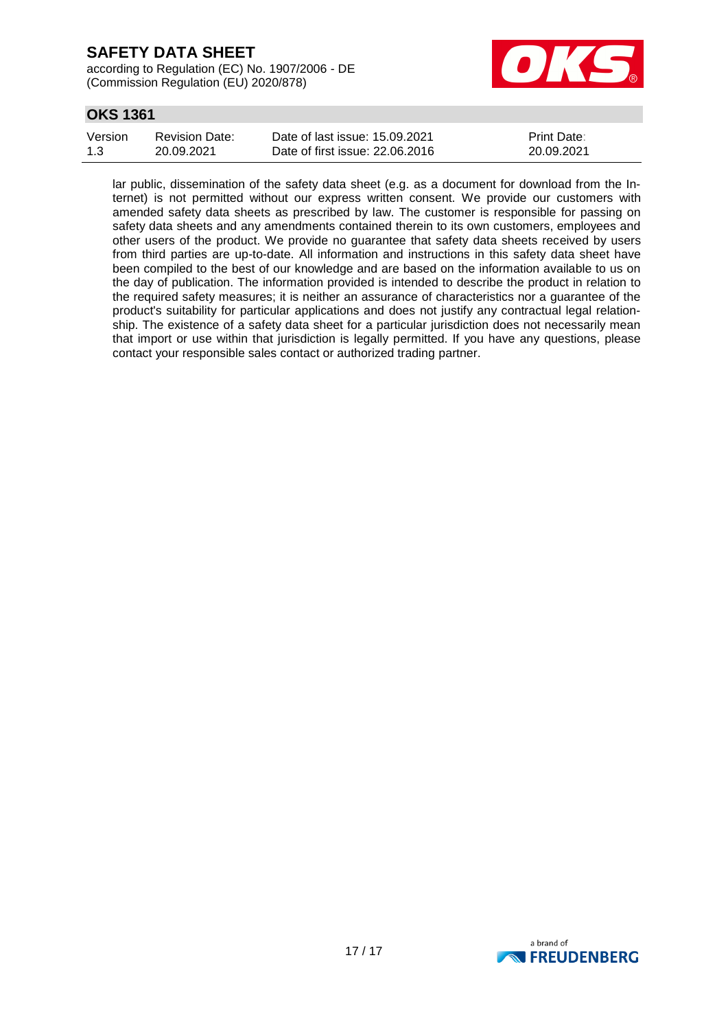lar public, dissemination of the safety data sheet (e.g. as a document for download from the Internet) is not permitted without our express written consent. We provide our customers with amended safety data sheets as prescribed by law. The customer is responsible for passing on safety data sheets and any amendments contained therein to its own customers, employees and other users of the product. We provide no guarantee that safety data sheets received by users from third parties are up-to-date. All information and instructions in this safety data sheet have been compiled to the best of our knowledge and are based on the information available to us on the day of publication. The information provided is intended to describe the product in relation to the required safety measures; it is neither an assurance of characteristics nor a guarantee of the product's suitability for particular applications and does not justify any contractual legal relationship. The existence of a safety data sheet for a particular jurisdiction does not necessarily mean that import or use within that jurisdiction is legally permitted. If you have any questions, please contact your responsible sales contact or authorized trading partner.